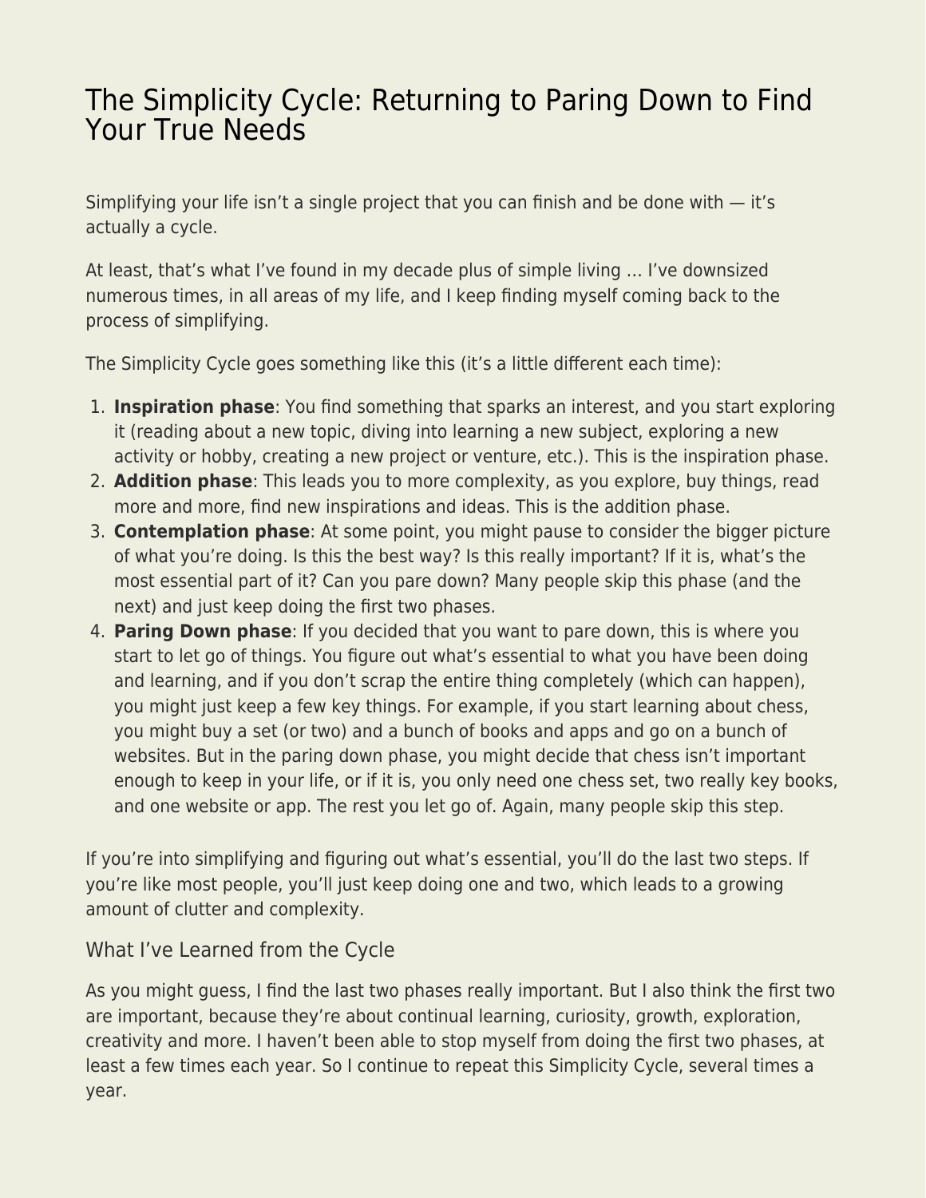# The Simplicity Cycle: Returning to Paring Down to Find Your True Needs

Simplifying your life isn't a single project that you can finish and be done with — it's actually a cycle.

At least, that's what I've found in my decade plus of simple living … I've downsized numerous times, in all areas of my life, and I keep finding myself coming back to the process of simplifying.

The Simplicity Cycle goes something like this (it's a little different each time):

1. **Inspiration phase**: You find something that sparks an interest, and you start exploring it (reading about a new topic, diving into learning a new subject, exploring a new activity or hobby, creating a new project or venture, etc.). This is the inspiration phase.
2. **Addition phase**: This leads you to more complexity, as you explore, buy things, read more and more, find new inspirations and ideas. This is the addition phase.
3. **Contemplation phase**: At some point, you might pause to consider the bigger picture of what you're doing. Is this the best way? Is this really important? If it is, what's the most essential part of it? Can you pare down? Many people skip this phase (and the next) and just keep doing the first two phases.
4. **Paring Down phase**: If you decided that you want to pare down, this is where you start to let go of things. You figure out what's essential to what you have been doing and learning, and if you don't scrap the entire thing completely (which can happen), you might just keep a few key things. For example, if you start learning about chess, you might buy a set (or two) and a bunch of books and apps and go on a bunch of websites. But in the paring down phase, you might decide that chess isn't important enough to keep in your life, or if it is, you only need one chess set, two really key books, and one website or app. The rest you let go of. Again, many people skip this step.

If you're into simplifying and figuring out what's essential, you'll do the last two steps. If you're like most people, you'll just keep doing one and two, which leads to a growing amount of clutter and complexity.

## What I've Learned from the Cycle

As you might guess, I find the last two phases really important. But I also think the first two are important, because they're about continual learning, curiosity, growth, exploration, creativity and more. I haven't been able to stop myself from doing the first two phases, at least a few times each year. So I continue to repeat this Simplicity Cycle, several times a year.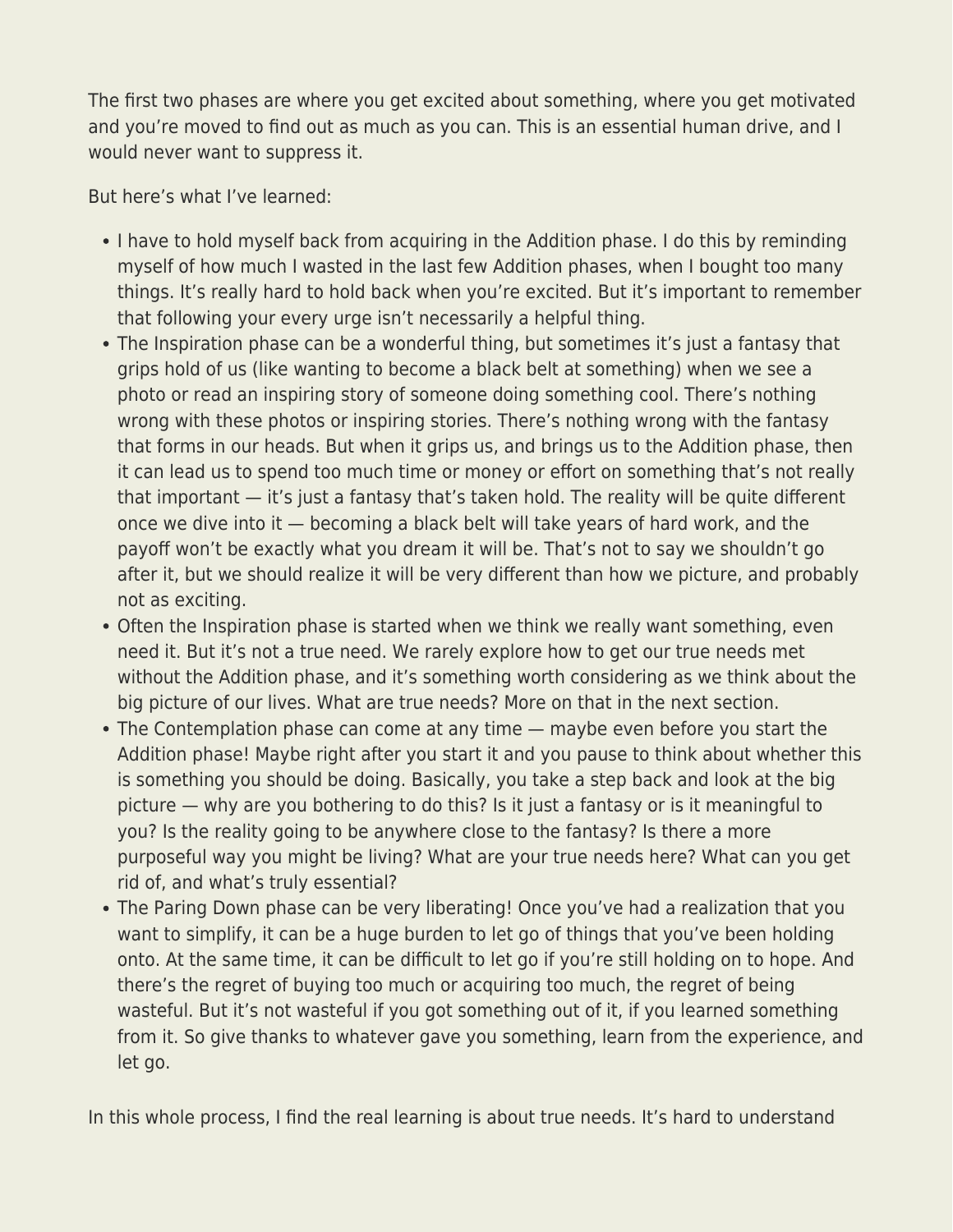The first two phases are where you get excited about something, where you get motivated and you're moved to find out as much as you can. This is an essential human drive, and I would never want to suppress it.

But here's what I've learned:

- I have to hold myself back from acquiring in the Addition phase. I do this by reminding myself of how much I wasted in the last few Addition phases, when I bought too many things. It's really hard to hold back when you're excited. But it's important to remember that following your every urge isn't necessarily a helpful thing.
- The Inspiration phase can be a wonderful thing, but sometimes it's just a fantasy that grips hold of us (like wanting to become a black belt at something) when we see a photo or read an inspiring story of someone doing something cool. There's nothing wrong with these photos or inspiring stories. There's nothing wrong with the fantasy that forms in our heads. But when it grips us, and brings us to the Addition phase, then it can lead us to spend too much time or money or effort on something that's not really that important — it's just a fantasy that's taken hold. The reality will be quite different once we dive into it — becoming a black belt will take years of hard work, and the payoff won't be exactly what you dream it will be. That's not to say we shouldn't go after it, but we should realize it will be very different than how we picture, and probably not as exciting.
- Often the Inspiration phase is started when we think we really want something, even need it. But it's not a true need. We rarely explore how to get our true needs met without the Addition phase, and it's something worth considering as we think about the big picture of our lives. What are true needs? More on that in the next section.
- The Contemplation phase can come at any time — maybe even before you start the Addition phase! Maybe right after you start it and you pause to think about whether this is something you should be doing. Basically, you take a step back and look at the big picture — why are you bothering to do this? Is it just a fantasy or is it meaningful to you? Is the reality going to be anywhere close to the fantasy? Is there a more purposeful way you might be living? What are your true needs here? What can you get rid of, and what's truly essential?
- The Paring Down phase can be very liberating! Once you've had a realization that you want to simplify, it can be a huge burden to let go of things that you've been holding onto. At the same time, it can be difficult to let go if you're still holding on to hope. And there's the regret of buying too much or acquiring too much, the regret of being wasteful. But it's not wasteful if you got something out of it, if you learned something from it. So give thanks to whatever gave you something, learn from the experience, and let go.

In this whole process, I find the real learning is about true needs. It's hard to understand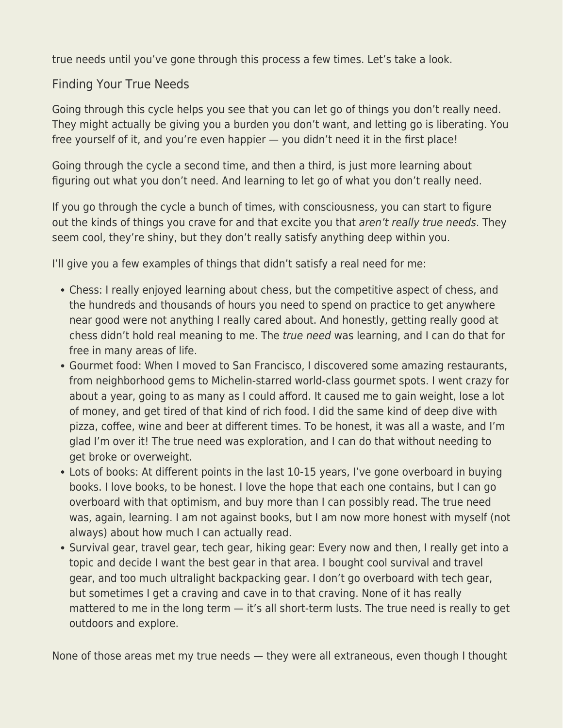true needs until you've gone through this process a few times. Let's take a look.

## Finding Your True Needs

Going through this cycle helps you see that you can let go of things you don't really need. They might actually be giving you a burden you don't want, and letting go is liberating. You free yourself of it, and you're even happier — you didn't need it in the first place!

Going through the cycle a second time, and then a third, is just more learning about figuring out what you don't need. And learning to let go of what you don't really need.

If you go through the cycle a bunch of times, with consciousness, you can start to figure out the kinds of things you crave for and that excite you that *aren't really true needs*. They seem cool, they're shiny, but they don't really satisfy anything deep within you.

I'll give you a few examples of things that didn't satisfy a real need for me:

- Chess: I really enjoyed learning about chess, but the competitive aspect of chess, and the hundreds and thousands of hours you need to spend on practice to get anywhere near good were not anything I really cared about. And honestly, getting really good at chess didn't hold real meaning to me. The *true need* was learning, and I can do that for free in many areas of life.
- Gourmet food: When I moved to San Francisco, I discovered some amazing restaurants, from neighborhood gems to Michelin-starred world-class gourmet spots. I went crazy for about a year, going to as many as I could afford. It caused me to gain weight, lose a lot of money, and get tired of that kind of rich food. I did the same kind of deep dive with pizza, coffee, wine and beer at different times. To be honest, it was all a waste, and I'm glad I'm over it! The true need was exploration, and I can do that without needing to get broke or overweight.
- Lots of books: At different points in the last 10-15 years, I've gone overboard in buying books. I love books, to be honest. I love the hope that each one contains, but I can go overboard with that optimism, and buy more than I can possibly read. The true need was, again, learning. I am not against books, but I am now more honest with myself (not always) about how much I can actually read.
- Survival gear, travel gear, tech gear, hiking gear: Every now and then, I really get into a topic and decide I want the best gear in that area. I bought cool survival and travel gear, and too much ultralight backpacking gear. I don't go overboard with tech gear, but sometimes I get a craving and cave in to that craving. None of it has really mattered to me in the long term — it's all short-term lusts. The true need is really to get outdoors and explore.

None of those areas met my true needs — they were all extraneous, even though I thought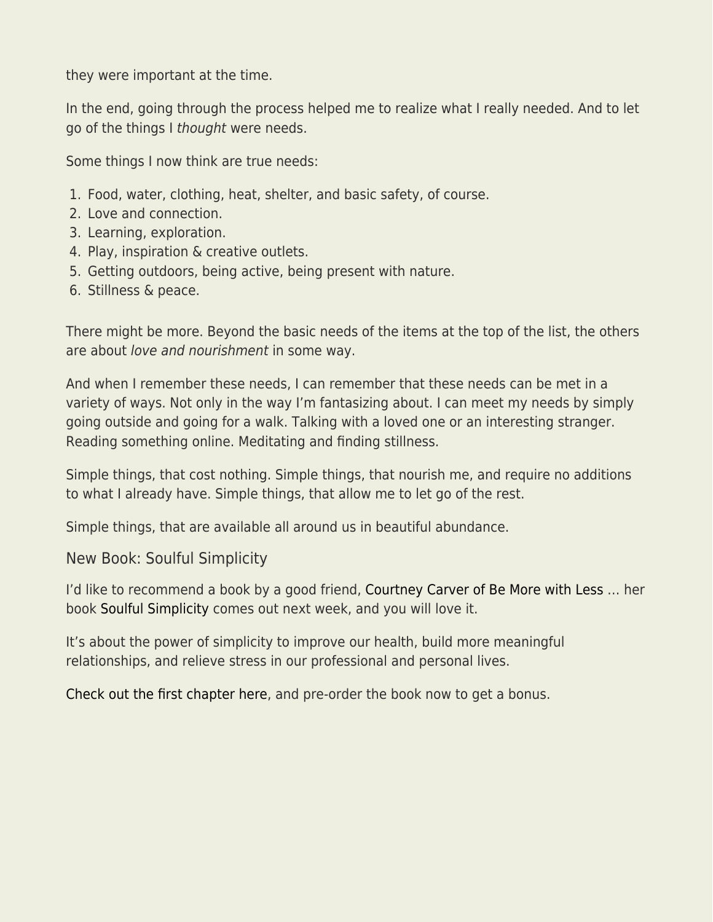they were important at the time.

In the end, going through the process helped me to realize what I really needed. And to let go of the things I *thought* were needs.

Some things I now think are true needs:

1. Food, water, clothing, heat, shelter, and basic safety, of course.
2. Love and connection.
3. Learning, exploration.
4. Play, inspiration & creative outlets.
5. Getting outdoors, being active, being present with nature.
6. Stillness & peace.

There might be more. Beyond the basic needs of the items at the top of the list, the others are about *love and nourishment* in some way.

And when I remember these needs, I can remember that these needs can be met in a variety of ways. Not only in the way I'm fantasizing about. I can meet my needs by simply going outside and going for a walk. Talking with a loved one or an interesting stranger. Reading something online. Meditating and finding stillness.

Simple things, that cost nothing. Simple things, that nourish me, and require no additions to what I already have. Simple things, that allow me to let go of the rest.

Simple things, that are available all around us in beautiful abundance.

## New Book: Soulful Simplicity

I'd like to recommend a book by a good friend, Courtney Carver of Be More with Less … her book Soulful Simplicity comes out next week, and you will love it.

It's about the power of simplicity to improve our health, build more meaningful relationships, and relieve stress in our professional and personal lives.

Check out the first chapter here, and pre-order the book now to get a bonus.